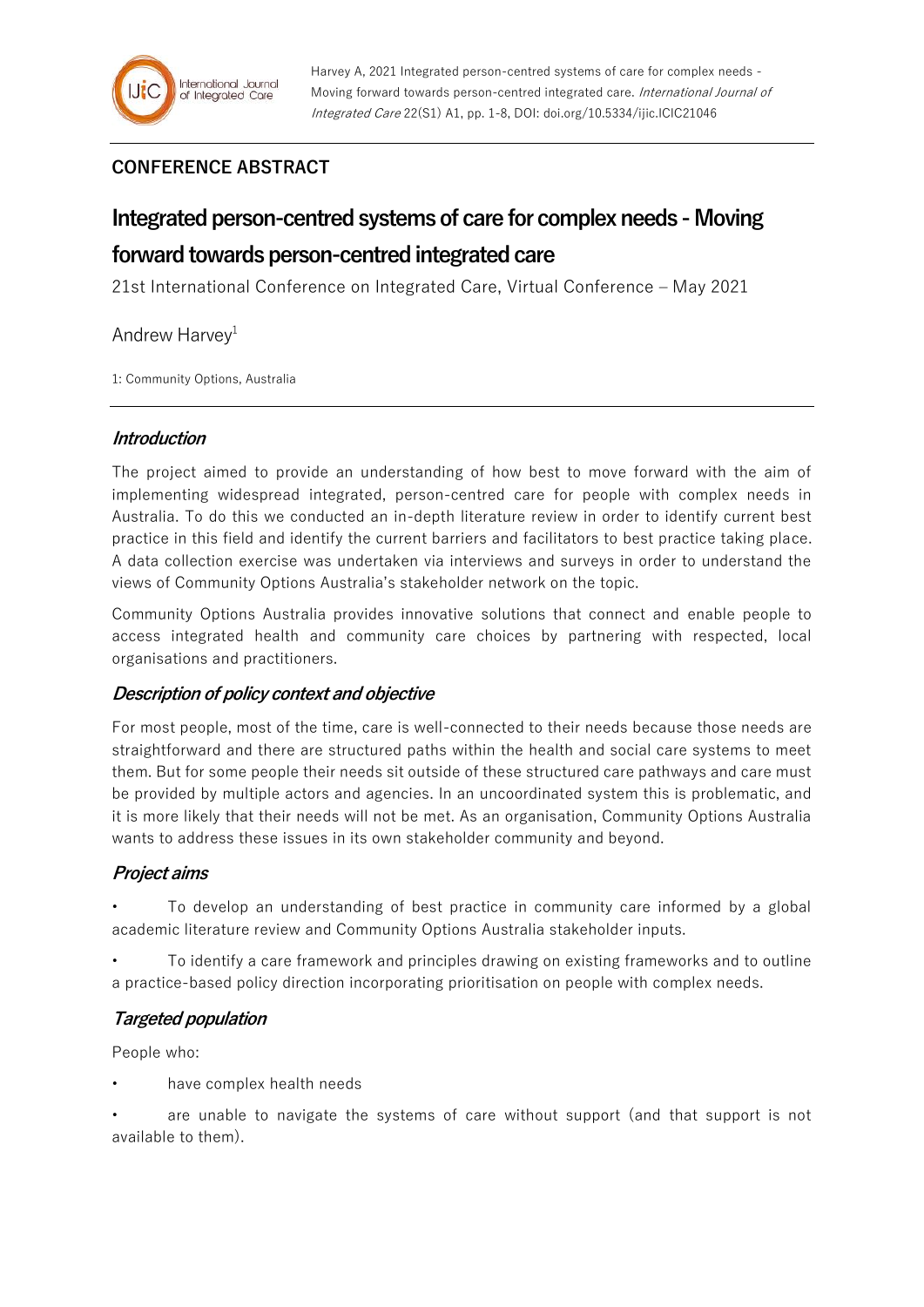Harvey A, 2021 Integrated person-centred systems of care for complex needs - Moving forward towards person-centred integrated care. *International Journal of Integrated Care* 22(S1) A1, pp. 1-8, DOI: doi.org/10.5334/ijic.ICIC21046

**CONFERENCE ABSTRACT**

# Integrated person-centred systems of care for complex needs - Moving forward towards person-centred integrated care

21st International Conference on Integrated Care, Virtual Conference – May 2021

Andrew Harvey[1]

1: Community Options, Australia

## *Introduction*

The project aimed to provide an understanding of how best to move forward with the aim of implementing widespread integrated, person-centred care for people with complex needs in Australia. To do this we conducted an in-depth literature review in order to identify current best practice in this field and identify the current barriers and facilitators to best practice taking place. A data collection exercise was undertaken via interviews and surveys in order to understand the views of Community Options Australia's stakeholder network on the topic.

Community Options Australia provides innovative solutions that connect and enable people to access integrated health and community care choices by partnering with respected, local organisations and practitioners.

## *Description of policy context and objective*

For most people, most of the time, care is well-connected to their needs because those needs are straightforward and there are structured paths within the health and social care systems to meet them. But for some people their needs sit outside of these structured care pathways and care must be provided by multiple actors and agencies. In an uncoordinated system this is problematic, and it is more likely that their needs will not be met. As an organisation, Community Options Australia wants to address these issues in its own stakeholder community and beyond.

## *Project aims*

- To develop an understanding of best practice in community care informed by a global academic literature review and Community Options Australia stakeholder inputs.
- To identify a care framework and principles drawing on existing frameworks and to outline a practice-based policy direction incorporating prioritisation on people with complex needs.

## *Targeted population*

People who:

- have complex health needs
- are unable to navigate the systems of care without support (and that support is not available to them).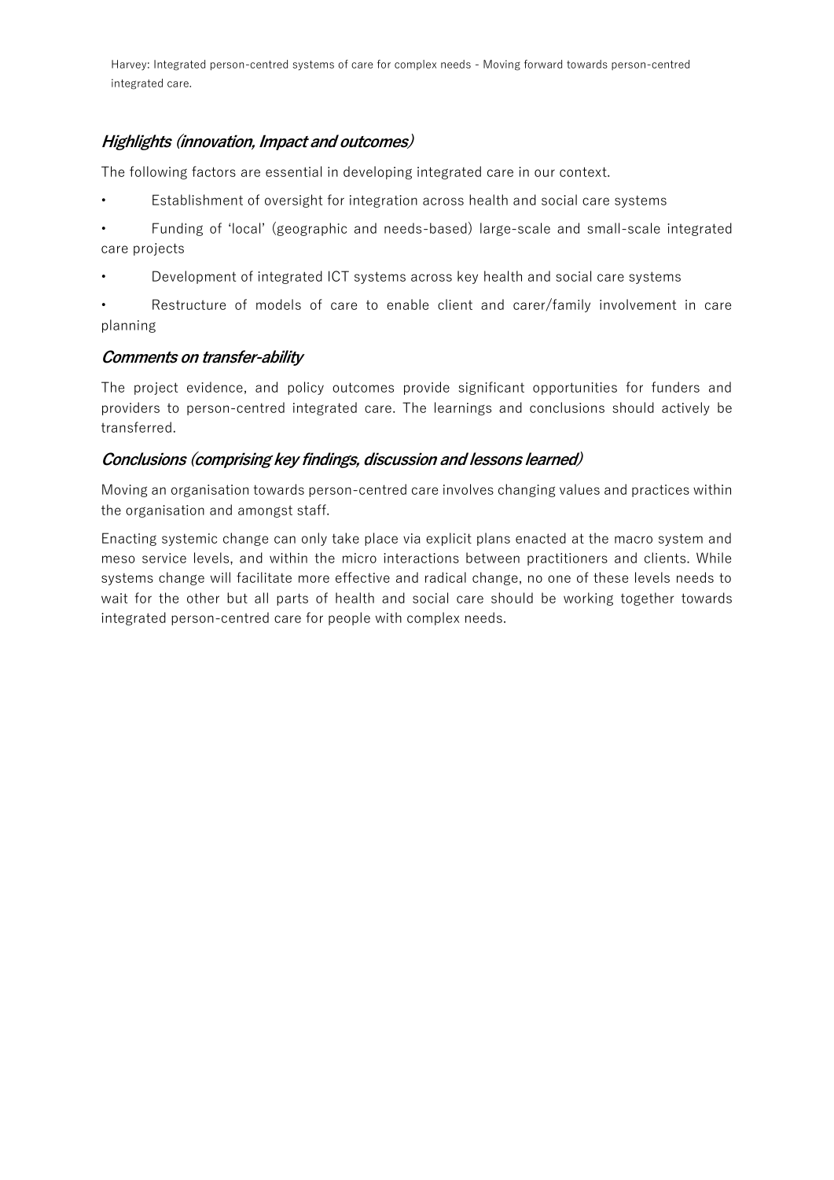### *Highlights (innovation, Impact and outcomes)*

The following factors are essential in developing integrated care in our context.

- Establishment of oversight for integration across health and social care systems
- Funding of 'local' (geographic and needs-based) large-scale and small-scale integrated care projects
- Development of integrated ICT systems across key health and social care systems
- Restructure of models of care to enable client and carer/family involvement in care planning

### *Comments on transfer-ability*

The project evidence, and policy outcomes provide significant opportunities for funders and providers to person-centred integrated care. The learnings and conclusions should actively be transferred.

### *Conclusions (comprising key findings, discussion and lessons learned)*

Moving an organisation towards person-centred care involves changing values and practices within the organisation and amongst staff.

Enacting systemic change can only take place via explicit plans enacted at the macro system and meso service levels, and within the micro interactions between practitioners and clients. While systems change will facilitate more effective and radical change, no one of these levels needs to wait for the other but all parts of health and social care should be working together towards integrated person-centred care for people with complex needs.